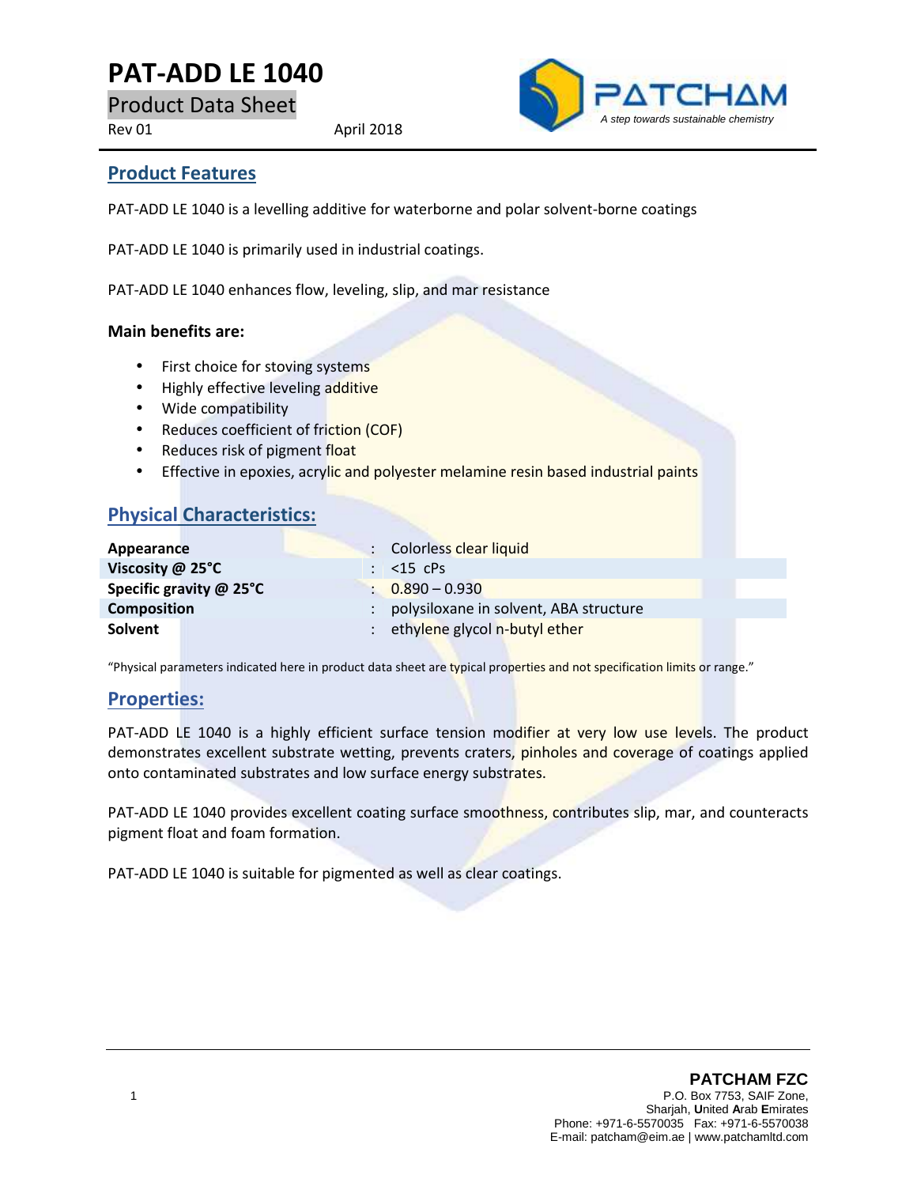# PAT-ADD LE 1040

Product Data Sheet

Rev 01 April 2018

PATCHAM

*A step towards sustainable chemistry*

## Product Features

PAT-ADD LE 1040 is a levelling additive for waterborne and polar solvent-borne coatings

PAT-ADD LE 1040 is primarily used in industrial coatings.

PAT-ADD LE 1040 enhances flow, leveling, slip, and mar resistance

**Main benefits are:**

- First choice for stoving systems
- Highly effective leveling additive
- Wide compatibility
- Reduces coefficient of friction (COF)
- Reduces risk of pigment float
- Effective in epoxies, acrylic and polyester melamine resin based industrial paints

## Physical Characteristics:

| | | |
|---|---|---|
| **Appearance** | : | Colorless clear liquid |
| **Viscosity @ 25°C** | : | <15 cPs |
| **Specific gravity @ 25°C** | : | 0.890 – 0.930 |
| **Composition** | : | polysiloxane in solvent, ABA structure |
| **Solvent** | : | ethylene glycol n-butyl ether |

"Physical parameters indicated here in product data sheet are typical properties and not specification limits or range."

## Properties:

PAT-ADD LE 1040 is a highly efficient surface tension modifier at very low use levels. The product demonstrates excellent substrate wetting, prevents craters, pinholes and coverage of coatings applied onto contaminated substrates and low surface energy substrates.

PAT-ADD LE 1040 provides excellent coating surface smoothness, contributes slip, mar, and counteracts pigment float and foam formation.

PAT-ADD LE 1040 is suitable for pigmented as well as clear coatings.

**PATCHAM FZC**
P.O. Box 7753, SAIF Zone,
Sharjah, **U**nited **A**rab **E**mirates
Phone: +971-6-5570035 Fax: +971-6-5570038
E-mail: patcham@eim.ae | www.patchamltd.com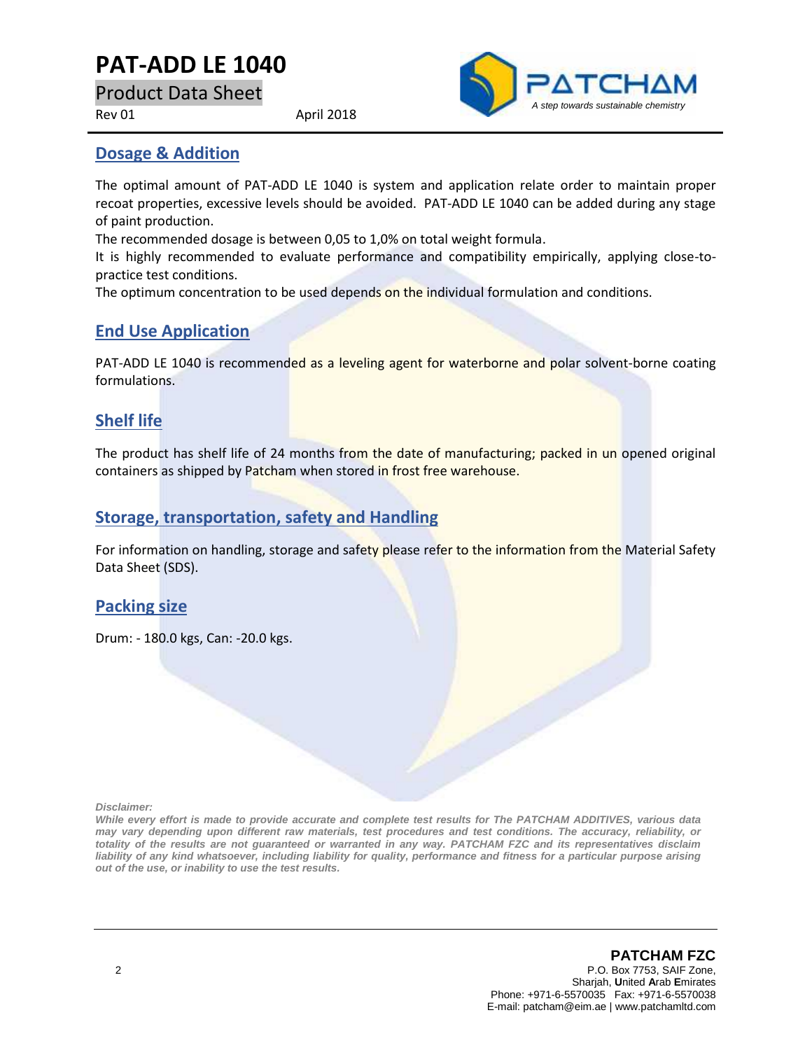# PAT-ADD LE 1040

Product Data Sheet

Rev 01 April 2018

## Dosage & Addition

The optimal amount of PAT-ADD LE 1040 is system and application relate order to maintain proper recoat properties, excessive levels should be avoided. PAT-ADD LE 1040 can be added during any stage of paint production.

The recommended dosage is between 0,05 to 1,0% on total weight formula.

It is highly recommended to evaluate performance and compatibility empirically, applying close-to-practice test conditions.

The optimum concentration to be used depends on the individual formulation and conditions.

## End Use Application

PAT-ADD LE 1040 is recommended as a leveling agent for waterborne and polar solvent-borne coating formulations.

## Shelf life

The product has shelf life of 24 months from the date of manufacturing; packed in un opened original containers as shipped by Patcham when stored in frost free warehouse.

## Storage, transportation, safety and Handling

For information on handling, storage and safety please refer to the information from the Material Safety Data Sheet (SDS).

## Packing size

Drum: - 180.0 kgs, Can: -20.0 kgs.

***Disclaimer:***

***While every effort is made to provide accurate and complete test results for The PATCHAM ADDITIVES, various data may vary depending upon different raw materials, test procedures and test conditions. The accuracy, reliability, or totality of the results are not guaranteed or warranted in any way. PATCHAM FZC and its representatives disclaim liability of any kind whatsoever, including liability for quality, performance and fitness for a particular purpose arising out of the use, or inability to use the test results.***

**PATCHAM FZC**
P.O. Box 7753, SAIF Zone,
Sharjah, **U**nited **A**rab **E**mirates
Phone: +971-6-5570035 Fax: +971-6-5570038
E-mail: patcham@eim.ae | www.patchamltd.com